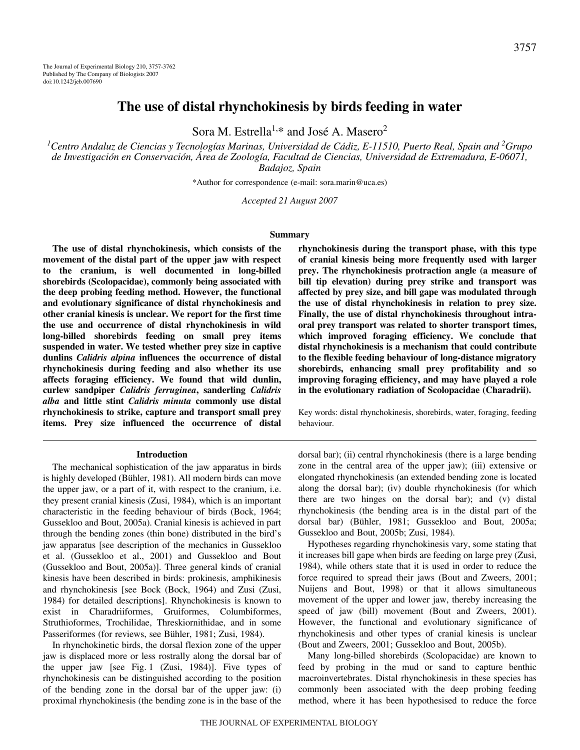# The use of distal rhynchokinesis by birds feeding in water

Sora M. Estrella[1,*] and José A. Masero[2]

[1]Centro Andaluz de Ciencias y Tecnologías Marinas, Universidad de Cádiz, E-11510, Puerto Real, Spain and [2]Grupo de Investigación en Conservación, Área de Zoología, Facultad de Ciencias, Universidad de Extremadura, E-06071, Badajoz, Spain

*Author for correspondence (e-mail: sora.marin@uca.es)

*Accepted 21 August 2007*

## Summary

**The use of distal rhynchokinesis, which consists of the movement of the distal part of the upper jaw with respect to the cranium, is well documented in long-billed shorebirds (Scolopacidae), commonly being associated with the deep probing feeding method. However, the functional and evolutionary significance of distal rhynchokinesis and other cranial kinesis is unclear. We report for the first time the use and occurrence of distal rhynchokinesis in wild long-billed shorebirds feeding on small prey items suspended in water. We tested whether prey size in captive dunlins *Calidris alpina* influences the occurrence of distal rhynchokinesis during feeding and also whether its use affects foraging efficiency. We found that wild dunlin, curlew sandpiper *Calidris ferruginea*, sanderling *Calidris alba* and little stint *Calidris minuta* commonly use distal rhynchokinesis to strike, capture and transport small prey items. Prey size influenced the occurrence of distal rhynchokinesis during the transport phase, with this type of cranial kinesis being more frequently used with larger prey. The rhynchokinesis protraction angle (a measure of bill tip elevation) during prey strike and transport was affected by prey size, and bill gape was modulated through the use of distal rhynchokinesis in relation to prey size. Finally, the use of distal rhynchokinesis throughout intra-oral prey transport was related to shorter transport times, which improved foraging efficiency. We conclude that distal rhynchokinesis is a mechanism that could contribute to the flexible feeding behaviour of long-distance migratory shorebirds, enhancing small prey profitability and so improving foraging efficiency, and may have played a role in the evolutionary radiation of Scolopacidae (Charadrii).**

Key words: distal rhynchokinesis, shorebirds, water, foraging, feeding behaviour.

## Introduction

The mechanical sophistication of the jaw apparatus in birds is highly developed (Bühler, 1981). All modern birds can move the upper jaw, or a part of it, with respect to the cranium, i.e. they present cranial kinesis (Zusi, 1984), which is an important characteristic in the feeding behaviour of birds (Bock, 1964; Gussekloo and Bout, 2005a). Cranial kinesis is achieved in part through the bending zones (thin bone) distributed in the bird's jaw apparatus [see description of the mechanics in Gussekloo et al. (Gussekloo et al., 2001) and Gussekloo and Bout (Gussekloo and Bout, 2005a)]. Three general kinds of cranial kinesis have been described in birds: prokinesis, amphikinesis and rhynchokinesis [see Bock (Bock, 1964) and Zusi (Zusi, 1984) for detailed descriptions]. Rhynchokinesis is known to exist in Charadriiformes, Gruiformes, Columbiformes, Struthioformes, Trochilidae, Threskiornithidae, and in some Passeriformes (for reviews, see Bühler, 1981; Zusi, 1984).

In rhynchokinetic birds, the dorsal flexion zone of the upper jaw is displaced more or less rostrally along the dorsal bar of the upper jaw [see Fig. 1 (Zusi, 1984)]. Five types of rhynchokinesis can be distinguished according to the position of the bending zone in the dorsal bar of the upper jaw: (i) proximal rhynchokinesis (the bending zone is in the base of the dorsal bar); (ii) central rhynchokinesis (there is a large bending zone in the central area of the upper jaw); (iii) extensive or elongated rhynchokinesis (an extended bending zone is located along the dorsal bar); (iv) double rhynchokinesis (for which there are two hinges on the dorsal bar); and (v) distal rhynchokinesis (the bending area is in the distal part of the dorsal bar) (Bühler, 1981; Gussekloo and Bout, 2005a; Gussekloo and Bout, 2005b; Zusi, 1984).

Hypotheses regarding rhynchokinesis vary, some stating that it increases bill gape when birds are feeding on large prey (Zusi, 1984), while others state that it is used in order to reduce the force required to spread their jaws (Bout and Zweers, 2001; Nuijens and Bout, 1998) or that it allows simultaneous movement of the upper and lower jaw, thereby increasing the speed of jaw (bill) movement (Bout and Zweers, 2001). However, the functional and evolutionary significance of rhynchokinesis and other types of cranial kinesis is unclear (Bout and Zweers, 2001; Gussekloo and Bout, 2005b).

Many long-billed shorebirds (Scolopacidae) are known to feed by probing in the mud or sand to capture benthic macroinvertebrates. Distal rhynchokinesis in these species has commonly been associated with the deep probing feeding method, where it has been hypothesised to reduce the force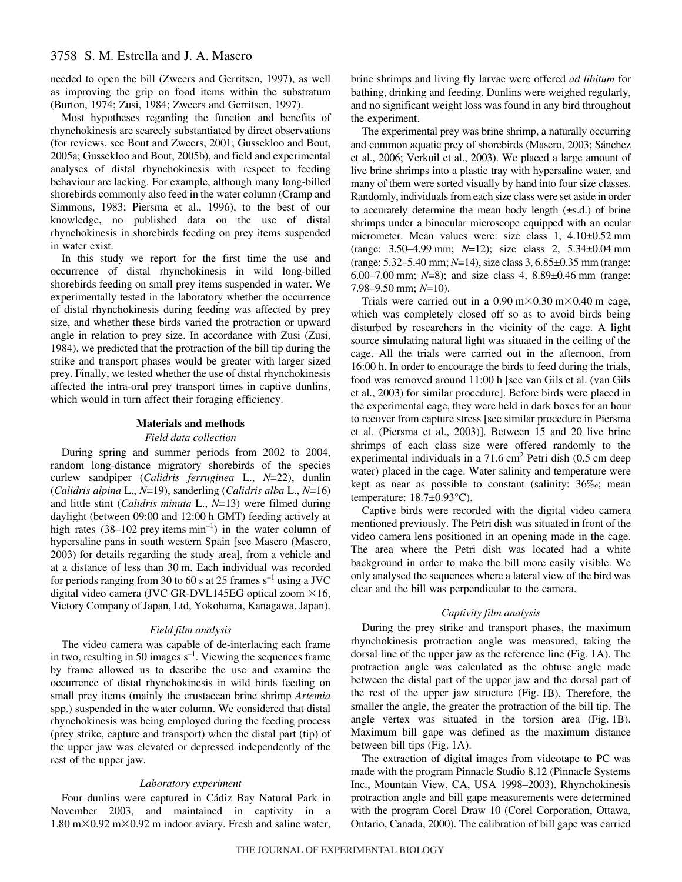needed to open the bill (Zweers and Gerritsen, 1997), as well as improving the grip on food items within the substratum (Burton, 1974; Zusi, 1984; Zweers and Gerritsen, 1997).

Most hypotheses regarding the function and benefits of rhynchokinesis are scarcely substantiated by direct observations (for reviews, see Bout and Zweers, 2001; Gussekloo and Bout, 2005a; Gussekloo and Bout, 2005b), and field and experimental analyses of distal rhynchokinesis with respect to feeding behaviour are lacking. For example, although many long-billed shorebirds commonly also feed in the water column (Cramp and Simmons, 1983; Piersma et al., 1996), to the best of our knowledge, no published data on the use of distal rhynchokinesis in shorebirds feeding on prey items suspended in water exist.

In this study we report for the first time the use and occurrence of distal rhynchokinesis in wild long-billed shorebirds feeding on small prey items suspended in water. We experimentally tested in the laboratory whether the occurrence of distal rhynchokinesis during feeding was affected by prey size, and whether these birds varied the protraction or upward angle in relation to prey size. In accordance with Zusi (Zusi, 1984), we predicted that the protraction of the bill tip during the strike and transport phases would be greater with larger sized prey. Finally, we tested whether the use of distal rhynchokinesis affected the intra-oral prey transport times in captive dunlins, which would in turn affect their foraging efficiency.

## Materials and methods

### Field data collection

During spring and summer periods from 2002 to 2004, random long-distance migratory shorebirds of the species curlew sandpiper (*Calidris ferruginea* L., *N*=22), dunlin (*Calidris alpina* L., *N*=19), sanderling (*Calidris alba* L., *N*=16) and little stint (*Calidris minuta* L., *N*=13) were filmed during daylight (between 09:00 and 12:00 h GMT) feeding actively at high rates (38–102 prey items $\text{min}^{-1}$) in the water column of hypersaline pans in south western Spain [see Masero (Masero, 2003) for details regarding the study area], from a vehicle and at a distance of less than 30 m. Each individual was recorded for periods ranging from 30 to 60 s at 25 frames $\text{s}^{-1}$ using a JVC digital video camera (JVC GR-DVL145EG optical zoom ×16, Victory Company of Japan, Ltd, Yokohama, Kanagawa, Japan).

### Field film analysis

The video camera was capable of de-interlacing each frame in two, resulting in 50 images $\text{s}^{-1}$. Viewing the sequences frame by frame allowed us to describe the use and examine the occurrence of distal rhynchokinesis in wild birds feeding on small prey items (mainly the crustacean brine shrimp *Artemia* spp.) suspended in the water column. We considered that distal rhynchokinesis was being employed during the feeding process (prey strike, capture and transport) when the distal part (tip) of the upper jaw was elevated or depressed independently of the rest of the upper jaw.

### Laboratory experiment

Four dunlins were captured in Cádiz Bay Natural Park in November 2003, and maintained in captivity in a 1.80 m×0.92 m×0.92 m indoor aviary. Fresh and saline water, brine shrimps and living fly larvae were offered *ad libitum* for bathing, drinking and feeding. Dunlins were weighed regularly, and no significant weight loss was found in any bird throughout the experiment.

The experimental prey was brine shrimp, a naturally occurring and common aquatic prey of shorebirds (Masero, 2003; Sánchez et al., 2006; Verkuil et al., 2003). We placed a large amount of live brine shrimps into a plastic tray with hypersaline water, and many of them were sorted visually by hand into four size classes. Randomly, individuals from each size class were set aside in order to accurately determine the mean body length (±s.d.) of brine shrimps under a binocular microscope equipped with an ocular micrometer. Mean values were: size class 1, 4.10±0.52 mm (range: 3.50–4.99 mm; *N*=12); size class 2, 5.34±0.04 mm (range: 5.32–5.40 mm; *N*=14), size class 3, 6.85±0.35 mm (range: 6.00–7.00 mm; *N*=8); and size class 4, 8.89±0.46 mm (range: 7.98–9.50 mm; *N*=10).

Trials were carried out in a 0.90 m×0.30 m×0.40 m cage, which was completely closed off so as to avoid birds being disturbed by researchers in the vicinity of the cage. A light source simulating natural light was situated in the ceiling of the cage. All the trials were carried out in the afternoon, from 16:00 h. In order to encourage the birds to feed during the trials, food was removed around 11:00 h [see van Gils et al. (van Gils et al., 2003) for similar procedure]. Before birds were placed in the experimental cage, they were held in dark boxes for an hour to recover from capture stress [see similar procedure in Piersma et al. (Piersma et al., 2003)]. Between 15 and 20 live brine shrimps of each class size were offered randomly to the experimental individuals in a 71.6 $\text{cm}^2$ Petri dish (0.5 cm deep water) placed in the cage. Water salinity and temperature were kept as near as possible to constant (salinity: 36‰; mean temperature: 18.7±0.93°C).

Captive birds were recorded with the digital video camera mentioned previously. The Petri dish was situated in front of the video camera lens positioned in an opening made in the cage. The area where the Petri dish was located had a white background in order to make the bill more easily visible. We only analysed the sequences where a lateral view of the bird was clear and the bill was perpendicular to the camera.

### Captivity film analysis

During the prey strike and transport phases, the maximum rhynchokinesis protraction angle was measured, taking the dorsal line of the upper jaw as the reference line (Fig. 1A). The protraction angle was calculated as the obtuse angle made between the distal part of the upper jaw and the dorsal part of the rest of the upper jaw structure (Fig. 1B). Therefore, the smaller the angle, the greater the protraction of the bill tip. The angle vertex was situated in the torsion area (Fig. 1B). Maximum bill gape was defined as the maximum distance between bill tips (Fig. 1A).

The extraction of digital images from videotape to PC was made with the program Pinnacle Studio 8.12 (Pinnacle Systems Inc., Mountain View, CA, USA 1998–2003). Rhynchokinesis protraction angle and bill gape measurements were determined with the program Corel Draw 10 (Corel Corporation, Ottawa, Ontario, Canada, 2000). The calibration of bill gape was carried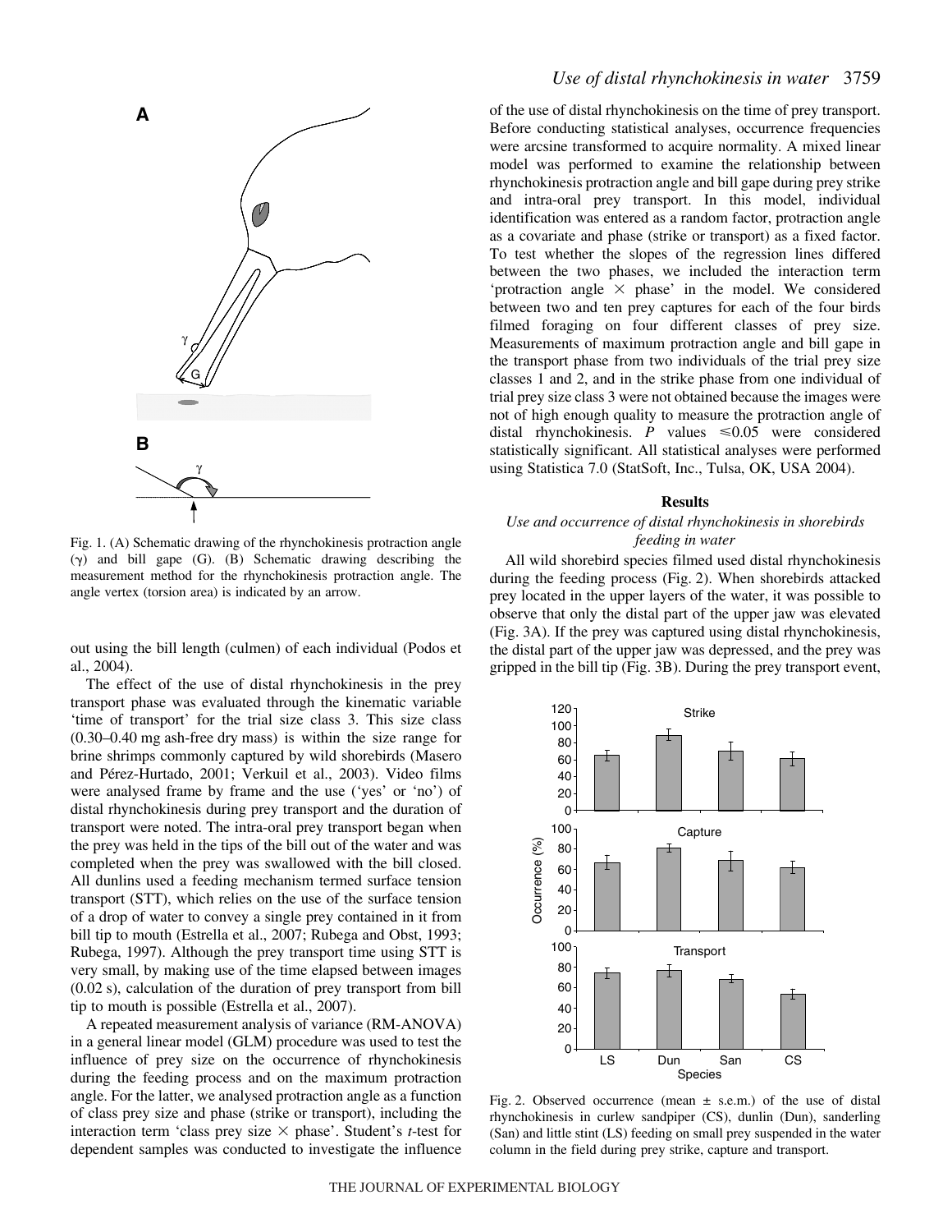Fig. 1. (A) Schematic drawing of the rhynchokinesis protraction angle (γ) and bill gape (G). (B) Schematic drawing describing the measurement method for the rhynchokinesis protraction angle. The angle vertex (torsion area) is indicated by an arrow.

out using the bill length (culmen) of each individual (Podos et al., 2004).

The effect of the use of distal rhynchokinesis in the prey transport phase was evaluated through the kinematic variable 'time of transport' for the trial size class 3. This size class (0.30–0.40 mg ash-free dry mass) is within the size range for brine shrimps commonly captured by wild shorebirds (Masero and Pérez-Hurtado, 2001; Verkuil et al., 2003). Video films were analysed frame by frame and the use ('yes' or 'no') of distal rhynchokinesis during prey transport and the duration of transport were noted. The intra-oral prey transport began when the prey was held in the tips of the bill out of the water and was completed when the prey was swallowed with the bill closed. All dunlins used a feeding mechanism termed surface tension transport (STT), which relies on the use of the surface tension of a drop of water to convey a single prey contained in it from bill tip to mouth (Estrella et al., 2007; Rubega and Obst, 1993; Rubega, 1997). Although the prey transport time using STT is very small, by making use of the time elapsed between images (0.02 s), calculation of the duration of prey transport from bill tip to mouth is possible (Estrella et al., 2007).

A repeated measurement analysis of variance (RM-ANOVA) in a general linear model (GLM) procedure was used to test the influence of prey size on the occurrence of rhynchokinesis during the feeding process and on the maximum protraction angle. For the latter, we analysed protraction angle as a function of class prey size and phase (strike or transport), including the interaction term 'class prey size × phase'. Student's *t*-test for dependent samples was conducted to investigate the influence of the use of distal rhynchokinesis on the time of prey transport. Before conducting statistical analyses, occurrence frequencies were arcsine transformed to acquire normality. A mixed linear model was performed to examine the relationship between rhynchokinesis protraction angle and bill gape during prey strike and intra-oral prey transport. In this model, individual identification was entered as a random factor, protraction angle as a covariate and phase (strike or transport) as a fixed factor. To test whether the slopes of the regression lines differed between the two phases, we included the interaction term 'protraction angle × phase' in the model. We considered between two and ten prey captures for each of the four birds filmed foraging on four different classes of prey size. Measurements of maximum protraction angle and bill gape in the transport phase from two individuals of the trial prey size classes 1 and 2, and in the strike phase from one individual of trial prey size class 3 were not obtained because the images were not of high enough quality to measure the protraction angle of distal rhynchokinesis. *P* values $\leq$0.05 were considered statistically significant. All statistical analyses were performed using Statistica 7.0 (StatSoft, Inc., Tulsa, OK, USA 2004).

## Results

### *Use and occurrence of distal rhynchokinesis in shorebirds feeding in water*

All wild shorebird species filmed used distal rhynchokinesis during the feeding process (Fig. 2). When shorebirds attacked prey located in the upper layers of the water, it was possible to observe that only the distal part of the upper jaw was elevated (Fig. 3A). If the prey was captured using distal rhynchokinesis, the distal part of the upper jaw was depressed, and the prey was gripped in the bill tip (Fig. 3B). During the prey transport event,

Fig. 2. Observed occurrence (mean ± s.e.m.) of the use of distal rhynchokinesis in curlew sandpiper (CS), dunlin (Dun), sanderling (San) and little stint (LS) feeding on small prey suspended in the water column in the field during prey strike, capture and transport.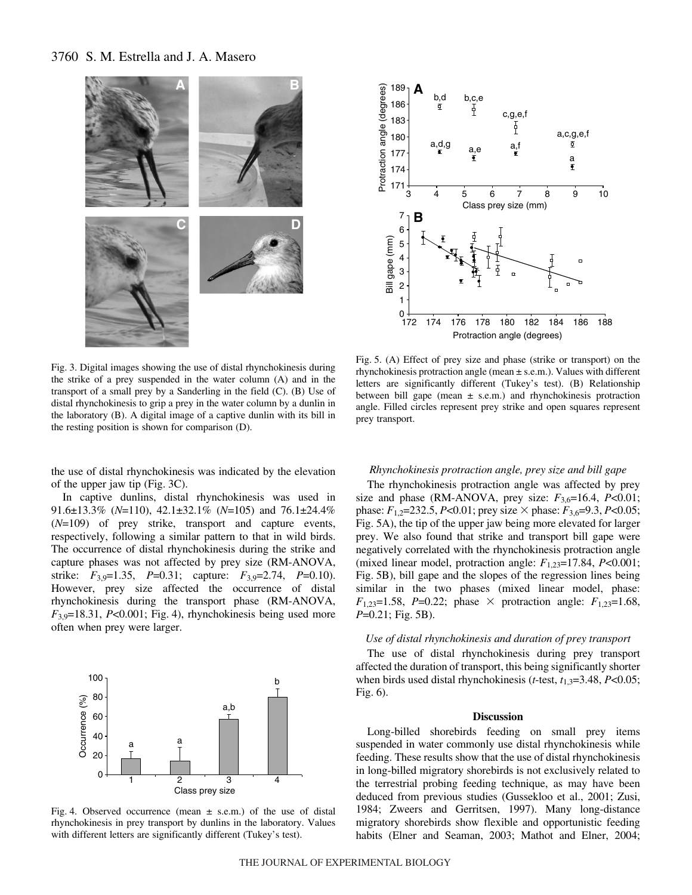Fig. 3. Digital images showing the use of distal rhynchokinesis during the strike of a prey suspended in the water column (A) and in the transport of a small prey by a Sanderling in the field (C). (B) Use of distal rhynchokinesis to grip a prey in the water column by a dunlin in the laboratory (B). A digital image of a captive dunlin with its bill in the resting position is shown for comparison (D).

the use of distal rhynchokinesis was indicated by the elevation of the upper jaw tip (Fig. 3C).

In captive dunlins, distal rhynchokinesis was used in 91.6±13.3% ($N$=110), 42.1±32.1% ($N$=105) and 76.1±24.4% ($N$=109) of prey strike, transport and capture events, respectively, following a similar pattern to that in wild birds. The occurrence of distal rhynchokinesis during the strike and capture phases was not affected by prey size (RM-ANOVA, strike: $F_{3,9}$=1.35, $P$=0.31; capture: $F_{3,9}$=2.74, $P$=0.10). However, prey size affected the occurrence of distal rhynchokinesis during the transport phase (RM-ANOVA, $F_{3,9}$=18.31, $P$<0.001; Fig. 4), rhynchokinesis being used more often when prey were larger.

Fig. 4. Observed occurrence (mean ± s.e.m.) of the use of distal rhynchokinesis in prey transport by dunlins in the laboratory. Values with different letters are significantly different (Tukey's test).

Fig. 5. (A) Effect of prey size and phase (strike or transport) on the rhynchokinesis protraction angle (mean ± s.e.m.). Values with different letters are significantly different (Tukey's test). (B) Relationship between bill gape (mean ± s.e.m.) and rhynchokinesis protraction angle. Filled circles represent prey strike and open squares represent prey transport.

### *Rhynchokinesis protraction angle, prey size and bill gape*

The rhynchokinesis protraction angle was affected by prey size and phase (RM-ANOVA, prey size: $F_{3,6}$=16.4, $P$<0.01; phase: $F_{1,2}$=232.5, $P$<0.01; prey size × phase: $F_{3,6}$=9.3, $P$<0.05; Fig. 5A), the tip of the upper jaw being more elevated for larger prey. We also found that strike and transport bill gape were negatively correlated with the rhynchokinesis protraction angle (mixed linear model, protraction angle: $F_{1,23}$=17.84, $P$<0.001; Fig. 5B), bill gape and the slopes of the regression lines being similar in the two phases (mixed linear model, phase: $F_{1,23}$=1.58, $P$=0.22; phase × protraction angle: $F_{1,23}$=1.68, $P$=0.21; Fig. 5B).

### *Use of distal rhynchokinesis and duration of prey transport*

The use of distal rhynchokinesis during prey transport affected the duration of transport, this being significantly shorter when birds used distal rhynchokinesis ($t$-test, $t_{1,3}$=3.48, $P$<0.05; Fig. 6).

## Discussion

Long-billed shorebirds feeding on small prey items suspended in water commonly use distal rhynchokinesis while feeding. These results show that the use of distal rhynchokinesis in long-billed migratory shorebirds is not exclusively related to the terrestrial probing feeding technique, as may have been deduced from previous studies (Gussekloo et al., 2001; Zusi, 1984; Zweers and Gerritsen, 1997). Many long-distance migratory shorebirds show flexible and opportunistic feeding habits (Elner and Seaman, 2003; Mathot and Elner, 2004;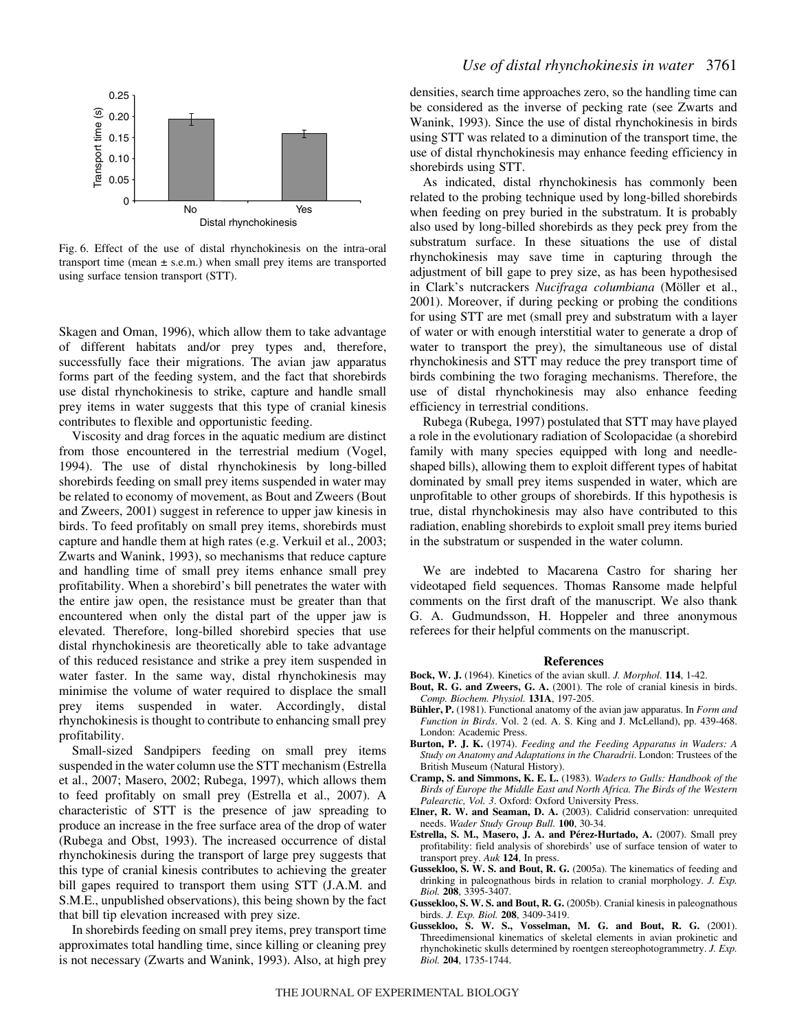Fig. 6. Effect of the use of distal rhynchokinesis on the intra-oral transport time (mean ± s.e.m.) when small prey items are transported using surface tension transport (STT).

Skagen and Oman, 1996), which allow them to take advantage of different habitats and/or prey types and, therefore, successfully face their migrations. The avian jaw apparatus forms part of the feeding system, and the fact that shorebirds use distal rhynchokinesis to strike, capture and handle small prey items in water suggests that this type of cranial kinesis contributes to flexible and opportunistic feeding.

Viscosity and drag forces in the aquatic medium are distinct from those encountered in the terrestrial medium (Vogel, 1994). The use of distal rhynchokinesis by long-billed shorebirds feeding on small prey items suspended in water may be related to economy of movement, as Bout and Zweers (Bout and Zweers, 2001) suggest in reference to upper jaw kinesis in birds. To feed profitably on small prey items, shorebirds must capture and handle them at high rates (e.g. Verkuil et al., 2003; Zwarts and Wanink, 1993), so mechanisms that reduce capture and handling time of small prey items enhance small prey profitability. When a shorebird's bill penetrates the water with the entire jaw open, the resistance must be greater than that encountered when only the distal part of the upper jaw is elevated. Therefore, long-billed shorebird species that use distal rhynchokinesis are theoretically able to take advantage of this reduced resistance and strike a prey item suspended in water faster. In the same way, distal rhynchokinesis may minimise the volume of water required to displace the small prey items suspended in water. Accordingly, distal rhynchokinesis is thought to contribute to enhancing small prey profitability.

Small-sized Sandpipers feeding on small prey items suspended in the water column use the STT mechanism (Estrella et al., 2007; Masero, 2002; Rubega, 1997), which allows them to feed profitably on small prey (Estrella et al., 2007). A characteristic of STT is the presence of jaw spreading to produce an increase in the free surface area of the drop of water (Rubega and Obst, 1993). The increased occurrence of distal rhynchokinesis during the transport of large prey suggests that this type of cranial kinesis contributes to achieving the greater bill gapes required to transport them using STT (J.A.M. and S.M.E., unpublished observations), this being shown by the fact that bill tip elevation increased with prey size.

In shorebirds feeding on small prey items, prey transport time approximates total handling time, since killing or cleaning prey is not necessary (Zwarts and Wanink, 1993). Also, at high prey densities, search time approaches zero, so the handling time can be considered as the inverse of pecking rate (see Zwarts and Wanink, 1993). Since the use of distal rhynchokinesis in birds using STT was related to a diminution of the transport time, the use of distal rhynchokinesis may enhance feeding efficiency in shorebirds using STT.

As indicated, distal rhynchokinesis has commonly been related to the probing technique used by long-billed shorebirds when feeding on prey buried in the substratum. It is probably also used by long-billed shorebirds as they peck prey from the substratum surface. In these situations the use of distal rhynchokinesis may save time in capturing through the adjustment of bill gape to prey size, as has been hypothesised in Clark's nutcrackers *Nucifraga columbiana* (Möller et al., 2001). Moreover, if during pecking or probing the conditions for using STT are met (small prey and substratum with a layer of water or with enough interstitial water to generate a drop of water to transport the prey), the simultaneous use of distal rhynchokinesis and STT may reduce the prey transport time of birds combining the two foraging mechanisms. Therefore, the use of distal rhynchokinesis may also enhance feeding efficiency in terrestrial conditions.

Rubega (Rubega, 1997) postulated that STT may have played a role in the evolutionary radiation of Scolopacidae (a shorebird family with many species equipped with long and needle-shaped bills), allowing them to exploit different types of habitat dominated by small prey items suspended in water, which are unprofitable to other groups of shorebirds. If this hypothesis is true, distal rhynchokinesis may also have contributed to this radiation, enabling shorebirds to exploit small prey items buried in the substratum or suspended in the water column.

We are indebted to Macarena Castro for sharing her videotaped field sequences. Thomas Ransome made helpful comments on the first draft of the manuscript. We also thank G. A. Gudmundsson, H. Hoppeler and three anonymous referees for their helpful comments on the manuscript.

## References

**Bock, W. J.** (1964). Kinetics of the avian skull. *J. Morphol*. **114**, 1-42.

**Bout, R. G. and Zweers, G. A.** (2001). The role of cranial kinesis in birds. *Comp. Biochem. Physiol.* **131A**, 197-205.

**Bühler, P.** (1981). Functional anatomy of the avian jaw apparatus. In *Form and Function in Birds*. Vol. 2 (ed. A. S. King and J. McLelland), pp. 439-468. London: Academic Press.

**Burton, P. J. K.** (1974). *Feeding and the Feeding Apparatus in Waders: A Study on Anatomy and Adaptations in the Charadrii*. London: Trustees of the British Museum (Natural History).

**Cramp, S. and Simmons, K. E. L.** (1983). *Waders to Gulls: Handbook of the Birds of Europe the Middle East and North Africa. The Birds of the Western Palearctic, Vol. 3*. Oxford: Oxford University Press.

**Elner, R. W. and Seaman, D. A.** (2003). Calidrid conservation: unrequited needs. *Wader Study Group Bull.* **100**, 30-34.

**Estrella, S. M., Masero, J. A. and Pérez-Hurtado, A.** (2007). Small prey profitability: field analysis of shorebirds' use of surface tension of water to transport prey. *Auk* **124**, In press.

**Gussekloo, S. W. S. and Bout, R. G.** (2005a). The kinematics of feeding and drinking in paleognathous birds in relation to cranial morphology. *J. Exp. Biol.* **208**, 3395-3407.

**Gussekloo, S. W. S. and Bout, R. G.** (2005b). Cranial kinesis in paleognathous birds. *J. Exp. Biol.* **208**, 3409-3419.

**Gussekloo, S. W. S., Vosselman, M. G. and Bout, R. G.** (2001). Threedimensional kinematics of skeletal elements in avian prokinetic and rhynchokinetic skulls determined by roentgen stereophotogrammetry. *J. Exp. Biol.* **204**, 1735-1744.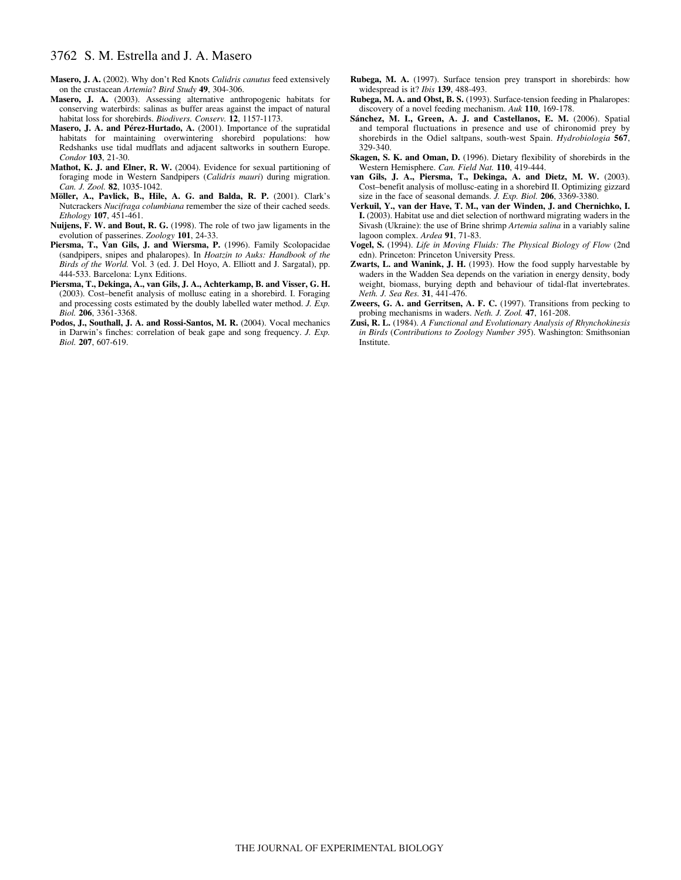**Masero, J. A.** (2002). Why don't Red Knots *Calidris canutus* feed extensively on the crustacean *Artemia*? *Bird Study* **49**, 304-306.

**Masero, J. A.** (2003). Assessing alternative anthropogenic habitats for conserving waterbirds: salinas as buffer areas against the impact of natural habitat loss for shorebirds. *Biodivers. Conserv.* **12**, 1157-1173.

**Masero, J. A. and Pérez-Hurtado, A.** (2001). Importance of the supratidal habitats for maintaining overwintering shorebird populations: how Redshanks use tidal mudflats and adjacent saltworks in southern Europe. *Condor* **103**, 21-30.

**Mathot, K. J. and Elner, R. W.** (2004). Evidence for sexual partitioning of foraging mode in Western Sandpipers (*Calidris mauri*) during migration. *Can. J. Zool.* **82**, 1035-1042.

**Möller, A., Pavlick, B., Hile, A. G. and Balda, R. P.** (2001). Clark's Nutcrackers *Nucifraga columbiana* remember the size of their cached seeds. *Ethology* **107**, 451-461.

**Nuijens, F. W. and Bout, R. G.** (1998). The role of two jaw ligaments in the evolution of passerines. *Zoology* **101**, 24-33.

**Piersma, T., Van Gils, J. and Wiersma, P.** (1996). Family Scolopacidae (sandpipers, snipes and phalaropes). In *Hoatzin to Auks: Handbook of the Birds of the World.* Vol. 3 (ed. J. Del Hoyo, A. Elliott and J. Sargatal), pp. 444-533. Barcelona: Lynx Editions.

**Piersma, T., Dekinga, A., van Gils, J. A., Achterkamp, B. and Visser, G. H.** (2003). Cost–benefit analysis of mollusc eating in a shorebird. I. Foraging and processing costs estimated by the doubly labelled water method. *J. Exp. Biol.* **206**, 3361-3368.

**Podos, J., Southall, J. A. and Rossi-Santos, M. R.** (2004). Vocal mechanics in Darwin's finches: correlation of beak gape and song frequency. *J. Exp. Biol.* **207**, 607-619.

**Rubega, M. A.** (1997). Surface tension prey transport in shorebirds: how widespread is it? *Ibis* **139**, 488-493.

**Rubega, M. A. and Obst, B. S.** (1993). Surface-tension feeding in Phalaropes: discovery of a novel feeding mechanism. *Auk* **110**, 169-178.

**Sánchez, M. I., Green, A. J. and Castellanos, E. M.** (2006). Spatial and temporal fluctuations in presence and use of chironomid prey by shorebirds in the Odiel saltpans, south-west Spain. *Hydrobiologia* **567**, 329-340.

**Skagen, S. K. and Oman, D.** (1996). Dietary flexibility of shorebirds in the Western Hemisphere. *Can. Field Nat.* **110**, 419-444.

**van Gils, J. A., Piersma, T., Dekinga, A. and Dietz, M. W.** (2003). Cost–benefit analysis of mollusc-eating in a shorebird II. Optimizing gizzard size in the face of seasonal demands. *J. Exp. Biol.* **206**, 3369-3380.

**Verkuil, Y., van der Have, T. M., van der Winden, J. and Chernichko, I. I.** (2003). Habitat use and diet selection of northward migrating waders in the Sivash (Ukraine): the use of Brine shrimp *Artemia salina* in a variably saline lagoon complex. *Ardea* **91**, 71-83.

**Vogel, S.** (1994). *Life in Moving Fluids: The Physical Biology of Flow* (2nd edn). Princeton: Princeton University Press.

**Zwarts, L. and Wanink, J. H.** (1993). How the food supply harvestable by waders in the Wadden Sea depends on the variation in energy density, body weight, biomass, burying depth and behaviour of tidal-flat invertebrates. *Neth. J. Sea Res.* **31**, 441-476.

**Zweers, G. A. and Gerritsen, A. F. C.** (1997). Transitions from pecking to probing mechanisms in waders. *Neth. J. Zool.* **47**, 161-208.

**Zusi, R. L.** (1984). *A Functional and Evolutionary Analysis of Rhynchokinesis in Birds* (*Contributions to Zoology Number 395*). Washington: Smithsonian Institute.